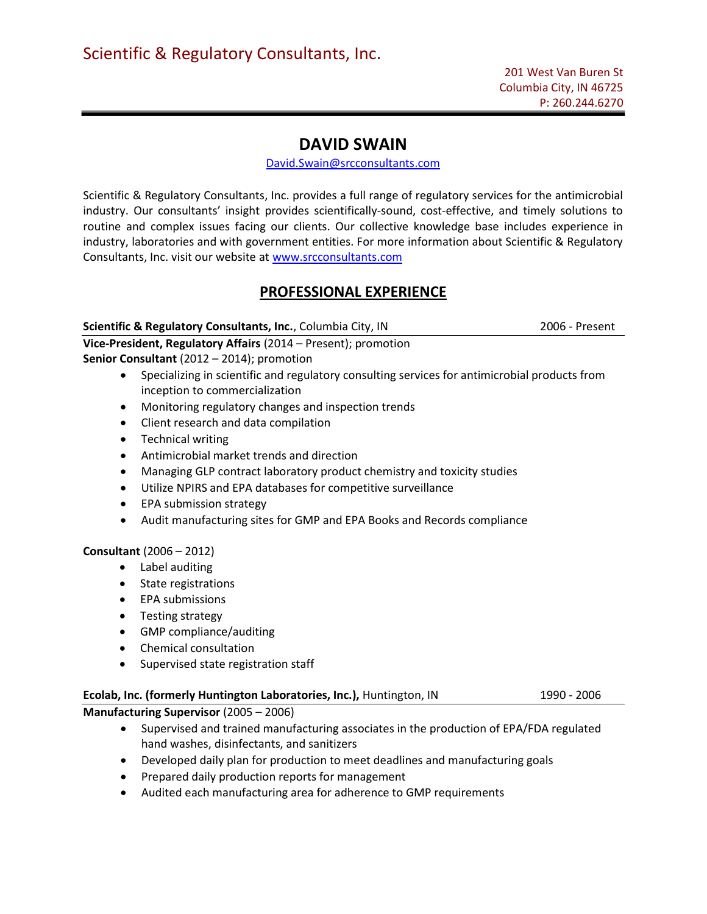Scientific & Regulatory Consultants, Inc.

201 West Van Buren St
Columbia City, IN 46725
P: 260.244.6270

# DAVID SWAIN

David.Swain@srcconsultants.com

Scientific & Regulatory Consultants, Inc. provides a full range of regulatory services for the antimicrobial industry. Our consultants' insight provides scientifically-sound, cost-effective, and timely solutions to routine and complex issues facing our clients. Our collective knowledge base includes experience in industry, laboratories and with government entities. For more information about Scientific & Regulatory Consultants, Inc. visit our website at www.srcconsultants.com

## PROFESSIONAL EXPERIENCE

**Scientific & Regulatory Consultants, Inc.**, Columbia City, IN — 2006 - Present

**Vice-President, Regulatory Affairs** (2014 – Present); promotion
**Senior Consultant** (2012 – 2014); promotion

- Specializing in scientific and regulatory consulting services for antimicrobial products from inception to commercialization
- Monitoring regulatory changes and inspection trends
- Client research and data compilation
- Technical writing
- Antimicrobial market trends and direction
- Managing GLP contract laboratory product chemistry and toxicity studies
- Utilize NPIRS and EPA databases for competitive surveillance
- EPA submission strategy
- Audit manufacturing sites for GMP and EPA Books and Records compliance

**Consultant** (2006 – 2012)

- Label auditing
- State registrations
- EPA submissions
- Testing strategy
- GMP compliance/auditing
- Chemical consultation
- Supervised state registration staff

**Ecolab, Inc. (formerly Huntington Laboratories, Inc.),** Huntington, IN — 1990 - 2006

**Manufacturing Supervisor** (2005 – 2006)

- Supervised and trained manufacturing associates in the production of EPA/FDA regulated hand washes, disinfectants, and sanitizers
- Developed daily plan for production to meet deadlines and manufacturing goals
- Prepared daily production reports for management
- Audited each manufacturing area for adherence to GMP requirements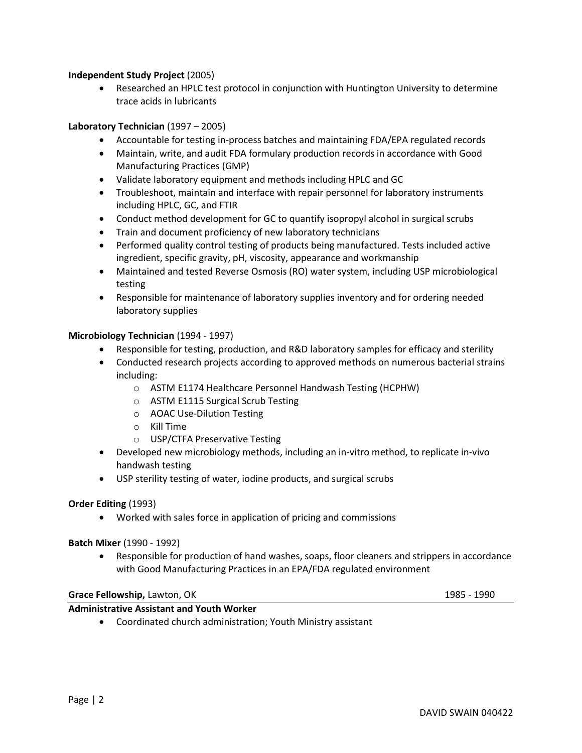**Independent Study Project** (2005)

- Researched an HPLC test protocol in conjunction with Huntington University to determine trace acids in lubricants

**Laboratory Technician** (1997 – 2005)

- Accountable for testing in-process batches and maintaining FDA/EPA regulated records
- Maintain, write, and audit FDA formulary production records in accordance with Good Manufacturing Practices (GMP)
- Validate laboratory equipment and methods including HPLC and GC
- Troubleshoot, maintain and interface with repair personnel for laboratory instruments including HPLC, GC, and FTIR
- Conduct method development for GC to quantify isopropyl alcohol in surgical scrubs
- Train and document proficiency of new laboratory technicians
- Performed quality control testing of products being manufactured. Tests included active ingredient, specific gravity, pH, viscosity, appearance and workmanship
- Maintained and tested Reverse Osmosis (RO) water system, including USP microbiological testing
- Responsible for maintenance of laboratory supplies inventory and for ordering needed laboratory supplies

**Microbiology Technician** (1994 - 1997)

- Responsible for testing, production, and R&D laboratory samples for efficacy and sterility
- Conducted research projects according to approved methods on numerous bacterial strains including:
  - ASTM E1174 Healthcare Personnel Handwash Testing (HCPHW)
  - ASTM E1115 Surgical Scrub Testing
  - AOAC Use-Dilution Testing
  - Kill Time
  - USP/CTFA Preservative Testing
- Developed new microbiology methods, including an in-vitro method, to replicate in-vivo handwash testing
- USP sterility testing of water, iodine products, and surgical scrubs

**Order Editing** (1993)

- Worked with sales force in application of pricing and commissions

**Batch Mixer** (1990 - 1992)

- Responsible for production of hand washes, soaps, floor cleaners and strippers in accordance with Good Manufacturing Practices in an EPA/FDA regulated environment

**Grace Fellowship,** Lawton, OK — 1985 - 1990

**Administrative Assistant and Youth Worker**

- Coordinated church administration; Youth Ministry assistant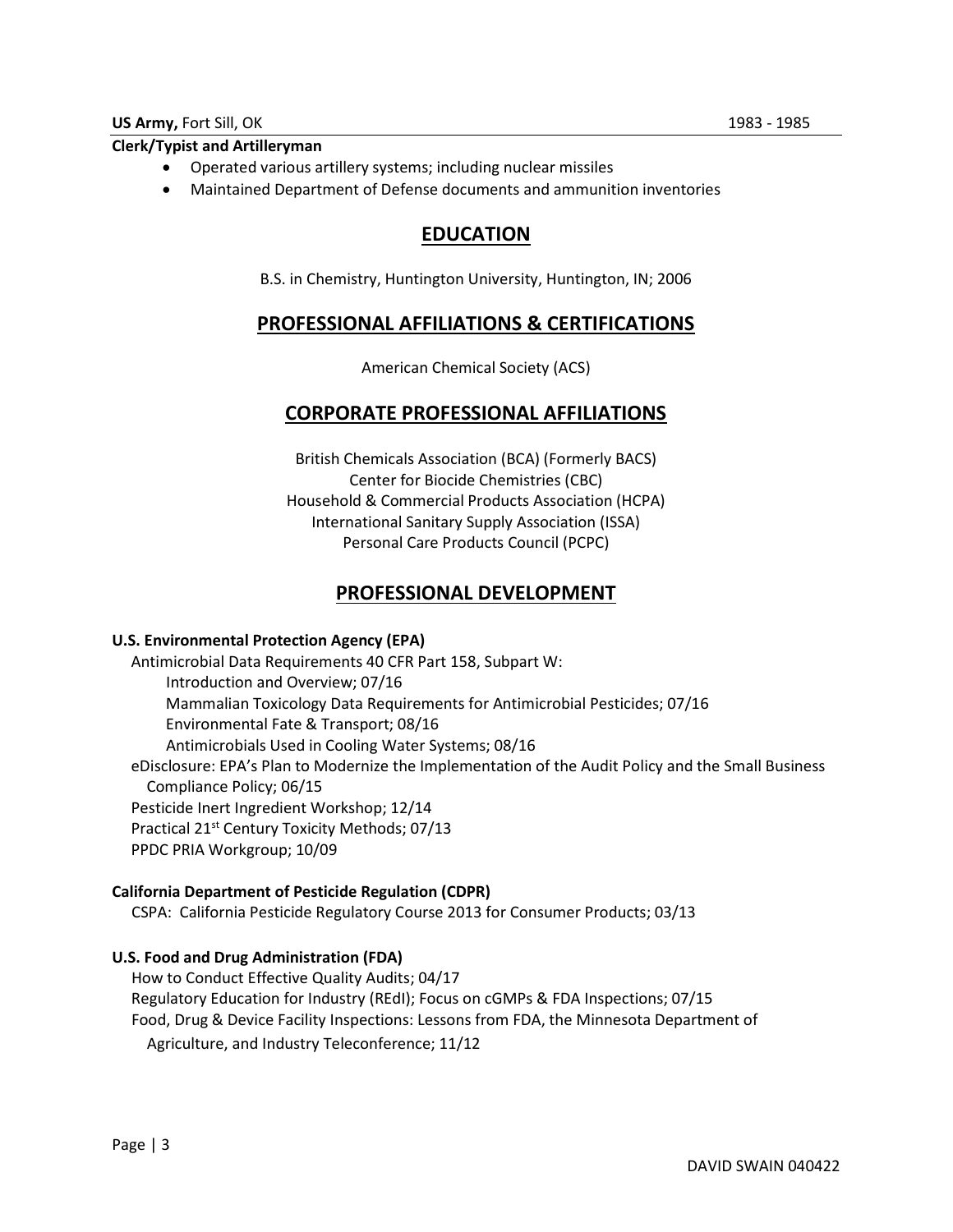**US Army,** Fort Sill, OK 1983 - 1985

**Clerk/Typist and Artilleryman**

- Operated various artillery systems; including nuclear missiles
- Maintained Department of Defense documents and ammunition inventories

## EDUCATION

B.S. in Chemistry, Huntington University, Huntington, IN; 2006

## PROFESSIONAL AFFILIATIONS & CERTIFICATIONS

American Chemical Society (ACS)

## CORPORATE PROFESSIONAL AFFILIATIONS

British Chemicals Association (BCA) (Formerly BACS)
Center for Biocide Chemistries (CBC)
Household & Commercial Products Association (HCPA)
International Sanitary Supply Association (ISSA)
Personal Care Products Council (PCPC)

## PROFESSIONAL DEVELOPMENT

**U.S. Environmental Protection Agency (EPA)**

Antimicrobial Data Requirements 40 CFR Part 158, Subpart W:
- Introduction and Overview; 07/16
- Mammalian Toxicology Data Requirements for Antimicrobial Pesticides; 07/16
- Environmental Fate & Transport; 08/16
- Antimicrobials Used in Cooling Water Systems; 08/16

eDisclosure: EPA's Plan to Modernize the Implementation of the Audit Policy and the Small Business Compliance Policy; 06/15
Pesticide Inert Ingredient Workshop; 12/14
Practical 21st Century Toxicity Methods; 07/13
PPDC PRIA Workgroup; 10/09

**California Department of Pesticide Regulation (CDPR)**

CSPA: California Pesticide Regulatory Course 2013 for Consumer Products; 03/13

**U.S. Food and Drug Administration (FDA)**

How to Conduct Effective Quality Audits; 04/17
Regulatory Education for Industry (REdI); Focus on cGMPs & FDA Inspections; 07/15
Food, Drug & Device Facility Inspections: Lessons from FDA, the Minnesota Department of Agriculture, and Industry Teleconference; 11/12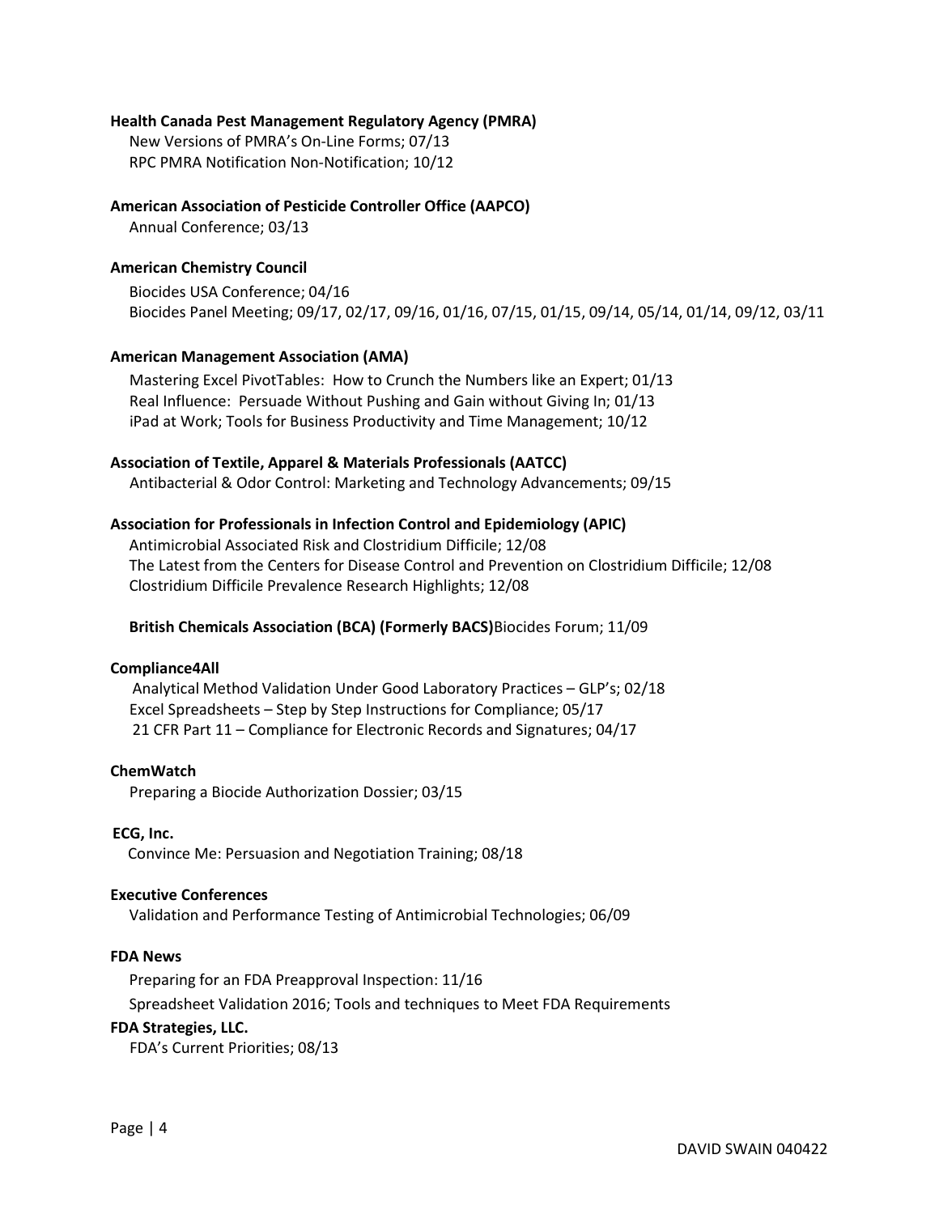**Health Canada Pest Management Regulatory Agency (PMRA)**

New Versions of PMRA's On-Line Forms; 07/13
RPC PMRA Notification Non-Notification; 10/12

**American Association of Pesticide Controller Office (AAPCO)**

Annual Conference; 03/13

**American Chemistry Council**

Biocides USA Conference; 04/16
Biocides Panel Meeting; 09/17, 02/17, 09/16, 01/16, 07/15, 01/15, 09/14, 05/14, 01/14, 09/12, 03/11

**American Management Association (AMA)**

Mastering Excel PivotTables: How to Crunch the Numbers like an Expert; 01/13
Real Influence: Persuade Without Pushing and Gain without Giving In; 01/13
iPad at Work; Tools for Business Productivity and Time Management; 10/12

**Association of Textile, Apparel & Materials Professionals (AATCC)**

Antibacterial & Odor Control: Marketing and Technology Advancements; 09/15

**Association for Professionals in Infection Control and Epidemiology (APIC)**

Antimicrobial Associated Risk and Clostridium Difficile; 12/08
The Latest from the Centers for Disease Control and Prevention on Clostridium Difficile; 12/08
Clostridium Difficile Prevalence Research Highlights; 12/08

**British Chemicals Association (BCA) (Formerly BACS)**Biocides Forum; 11/09

**Compliance4All**

Analytical Method Validation Under Good Laboratory Practices – GLP's; 02/18
Excel Spreadsheets – Step by Step Instructions for Compliance; 05/17
21 CFR Part 11 – Compliance for Electronic Records and Signatures; 04/17

**ChemWatch**

Preparing a Biocide Authorization Dossier; 03/15

**ECG, Inc.**

Convince Me: Persuasion and Negotiation Training; 08/18

**Executive Conferences**

Validation and Performance Testing of Antimicrobial Technologies; 06/09

**FDA News**

Preparing for an FDA Preapproval Inspection: 11/16

Spreadsheet Validation 2016; Tools and techniques to Meet FDA Requirements

**FDA Strategies, LLC.**

FDA's Current Priorities; 08/13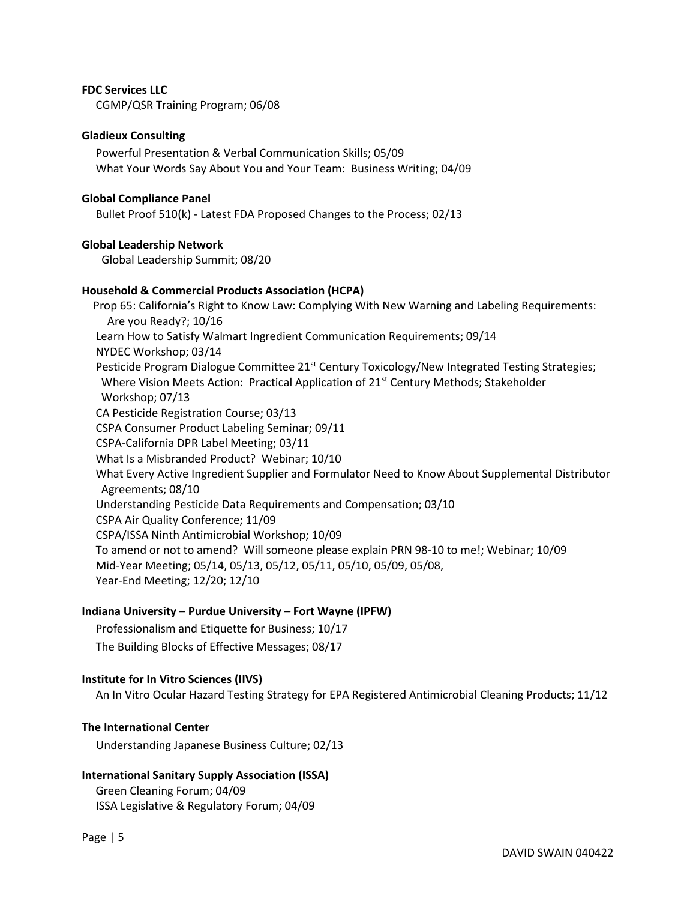**FDC Services LLC**

CGMP/QSR Training Program; 06/08

**Gladieux Consulting**

Powerful Presentation & Verbal Communication Skills; 05/09
What Your Words Say About You and Your Team: Business Writing; 04/09

**Global Compliance Panel**

Bullet Proof 510(k) - Latest FDA Proposed Changes to the Process; 02/13

**Global Leadership Network**

Global Leadership Summit; 08/20

**Household & Commercial Products Association (HCPA)**

Prop 65: California's Right to Know Law: Complying With New Warning and Labeling Requirements: Are you Ready?; 10/16
Learn How to Satisfy Walmart Ingredient Communication Requirements; 09/14
NYDEC Workshop; 03/14
Pesticide Program Dialogue Committee 21st Century Toxicology/New Integrated Testing Strategies; Where Vision Meets Action: Practical Application of 21st Century Methods; Stakeholder Workshop; 07/13
CA Pesticide Registration Course; 03/13
CSPA Consumer Product Labeling Seminar; 09/11
CSPA-California DPR Label Meeting; 03/11
What Is a Misbranded Product? Webinar; 10/10
What Every Active Ingredient Supplier and Formulator Need to Know About Supplemental Distributor Agreements; 08/10
Understanding Pesticide Data Requirements and Compensation; 03/10
CSPA Air Quality Conference; 11/09
CSPA/ISSA Ninth Antimicrobial Workshop; 10/09
To amend or not to amend? Will someone please explain PRN 98-10 to me!; Webinar; 10/09
Mid-Year Meeting; 05/14, 05/13, 05/12, 05/11, 05/10, 05/09, 05/08,
Year-End Meeting; 12/20; 12/10

**Indiana University – Purdue University – Fort Wayne (IPFW)**

Professionalism and Etiquette for Business; 10/17
The Building Blocks of Effective Messages; 08/17

**Institute for In Vitro Sciences (IIVS)**

An In Vitro Ocular Hazard Testing Strategy for EPA Registered Antimicrobial Cleaning Products; 11/12

**The International Center**

Understanding Japanese Business Culture; 02/13

**International Sanitary Supply Association (ISSA)**

Green Cleaning Forum; 04/09
ISSA Legislative & Regulatory Forum; 04/09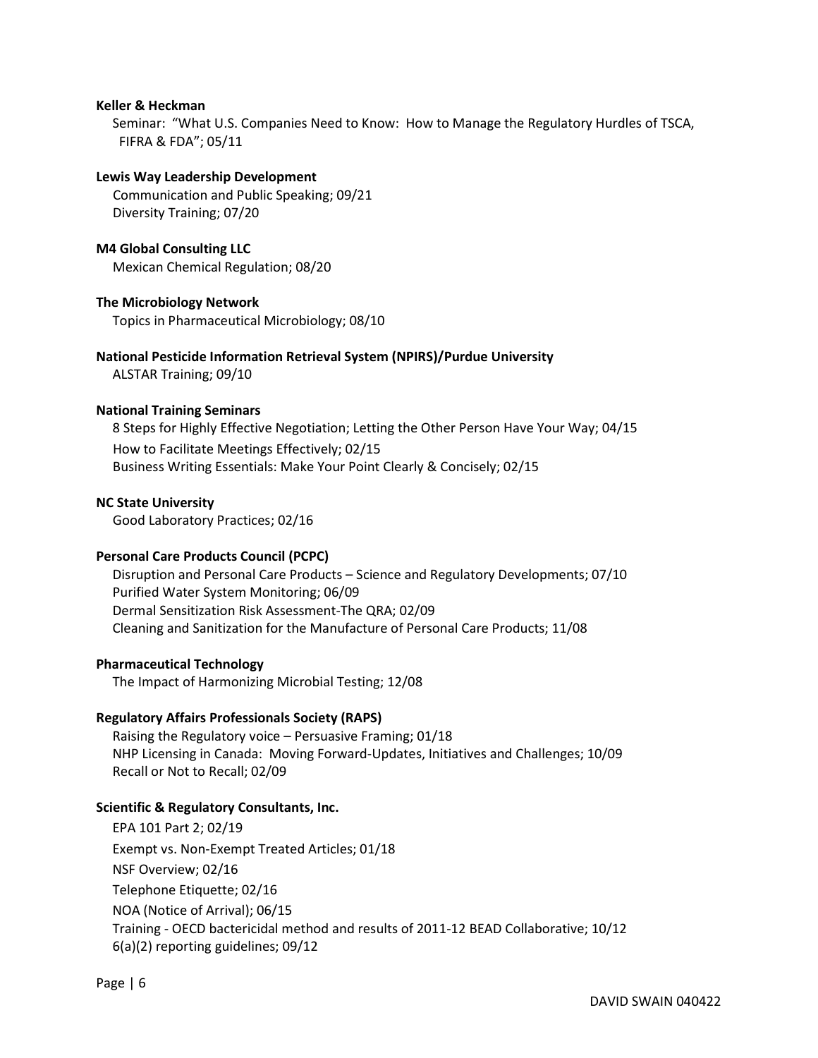**Keller & Heckman**

Seminar: "What U.S. Companies Need to Know: How to Manage the Regulatory Hurdles of TSCA, FIFRA & FDA"; 05/11

**Lewis Way Leadership Development**

Communication and Public Speaking; 09/21
Diversity Training; 07/20

**M4 Global Consulting LLC**

Mexican Chemical Regulation; 08/20

**The Microbiology Network**

Topics in Pharmaceutical Microbiology; 08/10

**National Pesticide Information Retrieval System (NPIRS)/Purdue University**

ALSTAR Training; 09/10

**National Training Seminars**

8 Steps for Highly Effective Negotiation; Letting the Other Person Have Your Way; 04/15
How to Facilitate Meetings Effectively; 02/15
Business Writing Essentials: Make Your Point Clearly & Concisely; 02/15

**NC State University**

Good Laboratory Practices; 02/16

**Personal Care Products Council (PCPC)**

Disruption and Personal Care Products – Science and Regulatory Developments; 07/10
Purified Water System Monitoring; 06/09
Dermal Sensitization Risk Assessment-The QRA; 02/09
Cleaning and Sanitization for the Manufacture of Personal Care Products; 11/08

**Pharmaceutical Technology**

The Impact of Harmonizing Microbial Testing; 12/08

**Regulatory Affairs Professionals Society (RAPS)**

Raising the Regulatory voice – Persuasive Framing; 01/18
NHP Licensing in Canada: Moving Forward-Updates, Initiatives and Challenges; 10/09
Recall or Not to Recall; 02/09

**Scientific & Regulatory Consultants, Inc.**

EPA 101 Part 2; 02/19
Exempt vs. Non-Exempt Treated Articles; 01/18
NSF Overview; 02/16
Telephone Etiquette; 02/16
NOA (Notice of Arrival); 06/15
Training - OECD bactericidal method and results of 2011-12 BEAD Collaborative; 10/12
6(a)(2) reporting guidelines; 09/12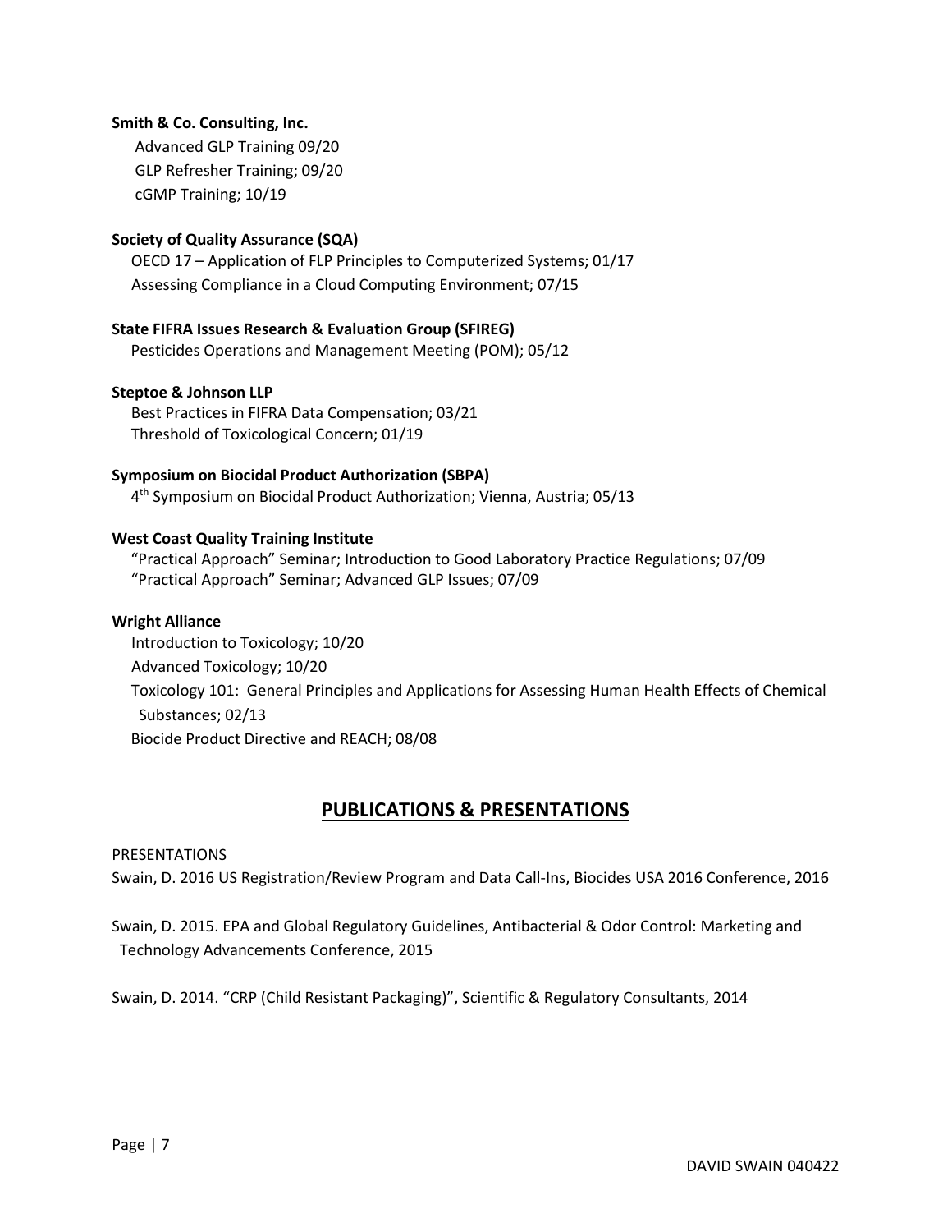**Smith & Co. Consulting, Inc.**

Advanced GLP Training 09/20
GLP Refresher Training; 09/20
cGMP Training; 10/19

**Society of Quality Assurance (SQA)**

OECD 17 – Application of FLP Principles to Computerized Systems; 01/17
Assessing Compliance in a Cloud Computing Environment; 07/15

**State FIFRA Issues Research & Evaluation Group (SFIREG)**

Pesticides Operations and Management Meeting (POM); 05/12

**Steptoe & Johnson LLP**

Best Practices in FIFRA Data Compensation; 03/21
Threshold of Toxicological Concern; 01/19

**Symposium on Biocidal Product Authorization (SBPA)**

4th Symposium on Biocidal Product Authorization; Vienna, Austria; 05/13

**West Coast Quality Training Institute**

"Practical Approach" Seminar; Introduction to Good Laboratory Practice Regulations; 07/09
"Practical Approach" Seminar; Advanced GLP Issues; 07/09

**Wright Alliance**

Introduction to Toxicology; 10/20
Advanced Toxicology; 10/20
Toxicology 101: General Principles and Applications for Assessing Human Health Effects of Chemical Substances; 02/13
Biocide Product Directive and REACH; 08/08

## PUBLICATIONS & PRESENTATIONS

PRESENTATIONS

Swain, D. 2016 US Registration/Review Program and Data Call-Ins, Biocides USA 2016 Conference, 2016

Swain, D. 2015. EPA and Global Regulatory Guidelines, Antibacterial & Odor Control: Marketing and Technology Advancements Conference, 2015

Swain, D. 2014. "CRP (Child Resistant Packaging)", Scientific & Regulatory Consultants, 2014